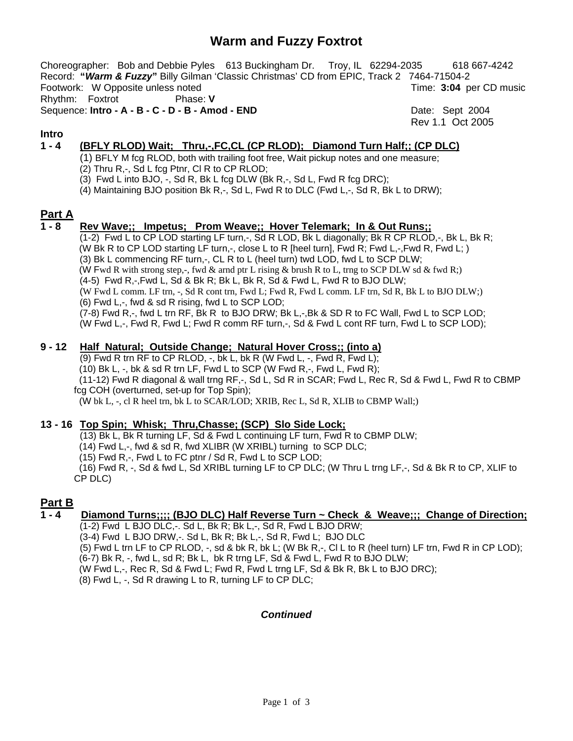# Warm and Fuzzy Foxtrot

Choreographer: Bob and Debbie Pyles 613 Buckingham Dr. Troy, IL 62294-2035 618 667-4242
Record: **"*Warm & Fuzzy*"** Billy Gilman 'Classic Christmas' CD from EPIC, Track 2 7464-71504-2
Footwork: W Opposite unless noted Time: **3:04** per CD music
Rhythm: Foxtrot Phase: **V**
Sequence: **Intro - A - B - C - D - B - Amod - END** Date: Sept 2004
Rev 1.1 Oct 2005

**Intro**

**1 - 4 (BFLY RLOD) Wait; Thru,-,FC,CL (CP RLOD); Diamond Turn Half;; (CP DLC)**

(1) BFLY M fcg RLOD, both with trailing foot free, Wait pickup notes and one measure;
(2) Thru R,-, Sd L fcg Ptnr, Cl R to CP RLOD;
(3) Fwd L into BJO, -, Sd R, Bk L fcg DLW (Bk R,-, Sd L, Fwd R fcg DRC);
(4) Maintaining BJO position Bk R,-, Sd L, Fwd R to DLC (Fwd L,-, Sd R, Bk L to DRW);

## Part A

**1 - 8 Rev Wave;; Impetus; Prom Weave;; Hover Telemark; In & Out Runs;;**

(1-2) Fwd L to CP LOD starting LF turn,-, Sd R LOD, Bk L diagonally; Bk R CP RLOD,-, Bk L, Bk R;
(W Bk R to CP LOD starting LF turn,-, close L to R [heel turn], Fwd R; Fwd L,-,Fwd R, Fwd L; )
(3) Bk L commencing RF turn,-, CL R to L (heel turn) twd LOD, fwd L to SCP DLW;
(W Fwd R with strong step,-, fwd & arnd ptr L rising & brush R to L, trng to SCP DLW sd & fwd R;)
(4-5) Fwd R,-,Fwd L, Sd & Bk R; Bk L, Bk R, Sd & Fwd L, Fwd R to BJO DLW;
(W Fwd L comm. LF trn, -, Sd R cont trn, Fwd L; Fwd R, Fwd L comm. LF trn, Sd R, Bk L to BJO DLW;)
(6) Fwd L,-, fwd & sd R rising, fwd L to SCP LOD;
(7-8) Fwd R,-, fwd L trn RF, Bk R to BJO DRW; Bk L,-,Bk & SD R to FC Wall, Fwd L to SCP LOD;
(W Fwd L,-, Fwd R, Fwd L; Fwd R comm RF turn,-, Sd & Fwd L cont RF turn, Fwd L to SCP LOD);

**9 - 12 Half Natural; Outside Change; Natural Hover Cross;; (into a)**

(9) Fwd R trn RF to CP RLOD, -, bk L, bk R (W Fwd L, -, Fwd R, Fwd L);
(10) Bk L, -, bk & sd R trn LF, Fwd L to SCP (W Fwd R,-, Fwd L, Fwd R);
(11-12) Fwd R diagonal & wall trng RF,-, Sd L, Sd R in SCAR; Fwd L, Rec R, Sd & Fwd L, Fwd R to CBMP fcg COH (overturned, set-up for Top Spin);
(W bk L, -, cl R heel trn, bk L to SCAR/LOD; XRIB, Rec L, Sd R, XLIB to CBMP Wall;)

**13 - 16 Top Spin; Whisk; Thru,Chasse; (SCP) Slo Side Lock;**

(13) Bk L, Bk R turning LF, Sd & Fwd L continuing LF turn, Fwd R to CBMP DLW;
(14) Fwd L,-, fwd & sd R, fwd XLIBR (W XRIBL) turning to SCP DLC;
(15) Fwd R,-, Fwd L to FC ptnr / Sd R, Fwd L to SCP LOD;
(16) Fwd R, -, Sd & fwd L, Sd XRIBL turning LF to CP DLC; (W Thru L trng LF,-, Sd & Bk R to CP, XLIF to CP DLC)

## Part B

**1 - 4 Diamond Turns;;;; (BJO DLC) Half Reverse Turn ~ Check & Weave;;; Change of Direction;**

(1-2) Fwd L BJO DLC,-. Sd L, Bk R; Bk L,-, Sd R, Fwd L BJO DRW;
(3-4) Fwd L BJO DRW,-. Sd L, Bk R; Bk L,-, Sd R, Fwd L; BJO DLC
(5) Fwd L trn LF to CP RLOD, -, sd & bk R, bk L; (W Bk R,-, Cl L to R (heel turn) LF trn, Fwd R in CP LOD);
(6-7) Bk R, -, fwd L, sd R; Bk L, bk R trng LF, Sd & Fwd L, Fwd R to BJO DLW;
(W Fwd L,-, Rec R, Sd & Fwd L; Fwd R, Fwd L trng LF, Sd & Bk R, Bk L to BJO DRC);
(8) Fwd L, -, Sd R drawing L to R, turning LF to CP DLC;

***Continued***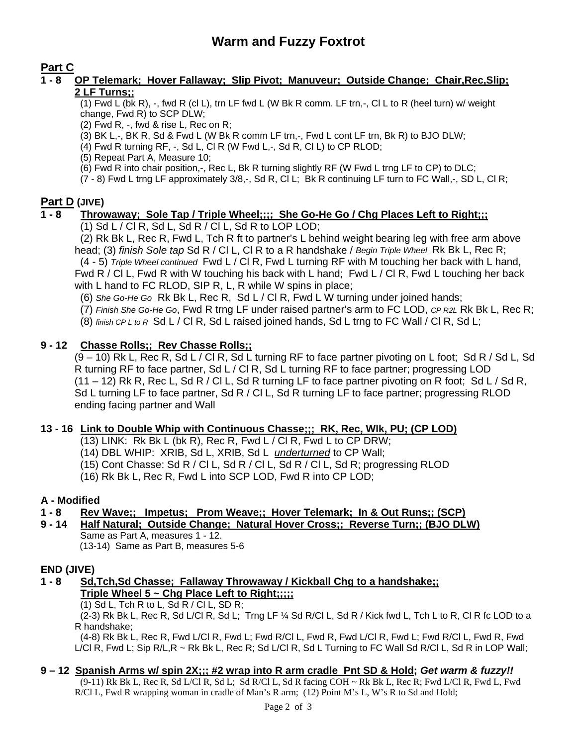# Warm and Fuzzy Foxtrot

## Part C

**1 - 8 <u>OP Telemark; Hover Fallaway; Slip Pivot; Manuveur; Outside Change; Chair,Rec,Slip; 2 LF Turns;;</u>**

(1) Fwd L (bk R), -, fwd R (cl L), trn LF fwd L (W Bk R comm. LF trn,-, Cl L to R (heel turn) w/ weight change, Fwd R) to SCP DLW;
(2) Fwd R, -, fwd & rise L, Rec on R;
(3) BK L,-, BK R, Sd & Fwd L (W Bk R comm LF trn,-, Fwd L cont LF trn, Bk R) to BJO DLW;
(4) Fwd R turning RF, -, Sd L, Cl R (W Fwd L,-, Sd R, Cl L) to CP RLOD;
(5) Repeat Part A, Measure 10;
(6) Fwd R into chair position,-, Rec L, Bk R turning slightly RF (W Fwd L trng LF to CP) to DLC;
(7 - 8) Fwd L trng LF approximately 3/8,-, Sd R, Cl L; Bk R continuing LF turn to FC Wall,-, SD L, Cl R;

## Part D (JIVE)

**1 - 8 <u>Throwaway; Sole Tap / Triple Wheel;;;; She Go-He Go / Chg Places Left to Right;;;</u>**

(1) Sd L / Cl R, Sd L, Sd R / Cl L, Sd R to LOP LOD;
(2) Rk Bk L, Rec R, Fwd L, Tch R ft to partner's L behind weight bearing leg with free arm above head; (3) *finish Sole tap* Sd R / Cl L, Cl R to a R handshake / *Begin Triple Wheel* Rk Bk L, Rec R;
(4 - 5) *Triple Wheel continued* Fwd L / Cl R, Fwd L turning RF with M touching her back with L hand, Fwd R / Cl L, Fwd R with W touching his back with L hand; Fwd L / Cl R, Fwd L touching her back with L hand to FC RLOD, SIP R, L, R while W spins in place;
(6) *She Go-He Go* Rk Bk L, Rec R, Sd L / Cl R, Fwd L W turning under joined hands;
(7) *Finish She Go-He Go*, Fwd R trng LF under raised partner's arm to FC LOD, *CP R2L* Rk Bk L, Rec R;
(8) *finish CP L to R* Sd L / Cl R, Sd L raised joined hands, Sd L trng to FC Wall / Cl R, Sd L;

**9 - 12 <u>Chasse Rolls;; Rev Chasse Rolls;;</u>**

(9 – 10) Rk L, Rec R, Sd L / Cl R, Sd L turning RF to face partner pivoting on L foot; Sd R / Sd L, Sd R turning RF to face partner, Sd L / Cl R, Sd L turning RF to face partner; progressing LOD
(11 – 12) Rk R, Rec L, Sd R / Cl L, Sd R turning LF to face partner pivoting on R foot; Sd L / Sd R, Sd L turning LF to face partner, Sd R / Cl L, Sd R turning LF to face partner; progressing RLOD ending facing partner and Wall

**13 - 16 <u>Link to Double Whip with Continuous Chasse;;; RK, Rec, Wlk, PU; (CP LOD)</u>**

(13) LINK: Rk Bk L (bk R), Rec R, Fwd L / Cl R, Fwd L to CP DRW;
(14) DBL WHIP: XRIB, Sd L, XRIB, Sd L *<u>underturned</u>* to CP Wall;
(15) Cont Chasse: Sd R / Cl L, Sd R / Cl L, Sd R / Cl L, Sd R; progressing RLOD
(16) Rk Bk L, Rec R, Fwd L into SCP LOD, Fwd R into CP LOD;

## A - Modified

**1 - 8 <u>Rev Wave;; Impetus; Prom Weave;; Hover Telemark; In & Out Runs;; (SCP)</u>**

**9 - 14 <u>Half Natural; Outside Change; Natural Hover Cross;; Reverse Turn;; (BJO DLW)</u>**

Same as Part A, measures 1 - 12.
(13-14) Same as Part B, measures 5-6

## END (JIVE)

**1 - 8 <u>Sd,Tch,Sd Chasse; Fallaway Throwaway / Kickball Chg to a handshake;; Triple Wheel 5 ~ Chg Place Left to Right;;;;;</u>**

(1) Sd L, Tch R to L, Sd R / Cl L, SD R;
(2-3) Rk Bk L, Rec R, Sd L/Cl R, Sd L; Trng LF ¼ Sd R/Cl L, Sd R / Kick fwd L, Tch L to R, Cl R fc LOD to a R handshake;
(4-8) Rk Bk L, Rec R, Fwd L/Cl R, Fwd L; Fwd R/Cl L, Fwd R, Fwd L/Cl R, Fwd L; Fwd R/Cl L, Fwd R, Fwd L/Cl R, Fwd L; Sip R/L,R ~ Rk Bk L, Rec R; Sd L/Cl R, Sd L Turning to FC Wall Sd R/Cl L, Sd R in LOP Wall;

**9 – 12 <u>Spanish Arms w/ spin 2X;;; #2 wrap into R arm cradle Pnt SD & Hold</u>; *Get warm & fuzzy!!***

(9-11) Rk Bk L, Rec R, Sd L/Cl R, Sd L; Sd R/Cl L, Sd R facing COH ~ Rk Bk L, Rec R; Fwd L/Cl R, Fwd L, Fwd R/Cl L, Fwd R wrapping woman in cradle of Man's R arm; (12) Point M's L, W's R to Sd and Hold;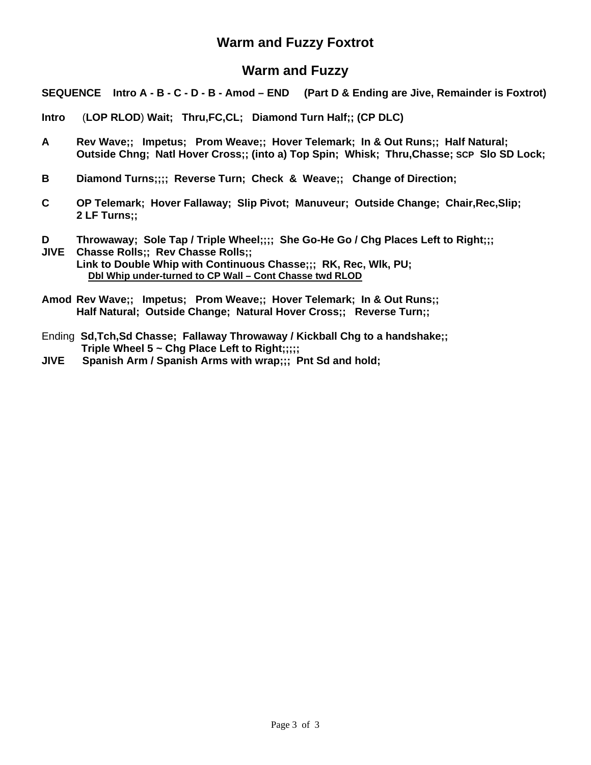# Warm and Fuzzy Foxtrot

## Warm and Fuzzy

**SEQUENCE  Intro A - B - C - D - B - Amod – END  (Part D & Ending are Jive, Remainder is Foxtrot)**

**Intro** (**LOP RLOD**) **Wait;  Thru,FC,CL;  Diamond Turn Half;; (CP DLC)**

**A  Rev Wave;;  Impetus;  Prom Weave;;  Hover Telemark;  In & Out Runs;;  Half Natural;**
**Outside Chng;  Natl Hover Cross;; (into a) Top Spin;  Whisk;  Thru,Chasse; SCP  Slo SD Lock;**

**B  Diamond Turns;;;;  Reverse Turn;  Check & Weave;;  Change of Direction;**

**C  OP Telemark;  Hover Fallaway;  Slip Pivot;  Manuveur;  Outside Change;  Chair,Rec,Slip;**
**2 LF Turns;;**

**D  Throwaway;  Sole Tap / Triple Wheel;;;;  She Go-He Go / Chg Places Left to Right;;;**
**JIVE  Chasse Rolls;;  Rev Chasse Rolls;;**
**Link to Double Whip with Continuous Chasse;;;  RK, Rec, Wlk, PU;**
**<u>Dbl Whip under-turned to CP Wall – Cont Chasse twd RLOD</u>**

**Amod  Rev Wave;;  Impetus;  Prom Weave;;  Hover Telemark;  In & Out Runs;;**
**Half Natural;  Outside Change;  Natural Hover Cross;;  Reverse Turn;;**

Ending **Sd,Tch,Sd Chasse;  Fallaway Throwaway / Kickball Chg to a handshake;;**
**Triple Wheel 5 ~ Chg Place Left to Right;;;;;**
**JIVE  Spanish Arm / Spanish Arms with wrap;;;  Pnt Sd and hold;**